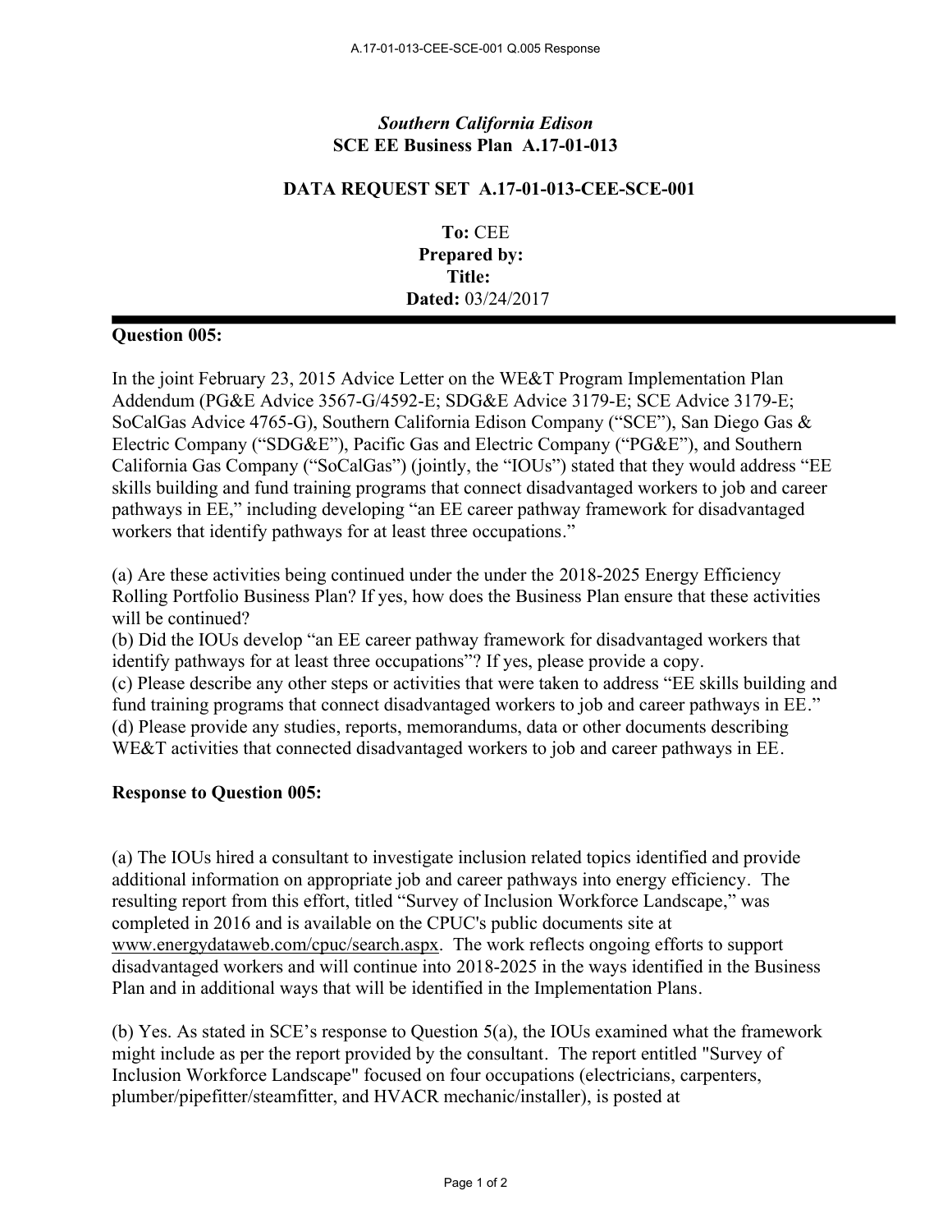*Southern California Edison*
**SCE EE Business Plan A.17-01-013**

**DATA REQUEST SET A.17-01-013-CEE-SCE-001**

**To:** CEE
**Prepared by:**
**Title:**
**Dated:** 03/24/2017

---

**Question 005:**

In the joint February 23, 2015 Advice Letter on the WE&T Program Implementation Plan Addendum (PG&E Advice 3567-G/4592-E; SDG&E Advice 3179-E; SCE Advice 3179-E; SoCalGas Advice 4765-G), Southern California Edison Company ("SCE"), San Diego Gas & Electric Company ("SDG&E"), Pacific Gas and Electric Company ("PG&E"), and Southern California Gas Company ("SoCalGas") (jointly, the "IOUs") stated that they would address "EE skills building and fund training programs that connect disadvantaged workers to job and career pathways in EE," including developing "an EE career pathway framework for disadvantaged workers that identify pathways for at least three occupations."

(a) Are these activities being continued under the under the 2018-2025 Energy Efficiency Rolling Portfolio Business Plan? If yes, how does the Business Plan ensure that these activities will be continued?
(b) Did the IOUs develop "an EE career pathway framework for disadvantaged workers that identify pathways for at least three occupations"? If yes, please provide a copy.
(c) Please describe any other steps or activities that were taken to address "EE skills building and fund training programs that connect disadvantaged workers to job and career pathways in EE."
(d) Please provide any studies, reports, memorandums, data or other documents describing WE&T activities that connected disadvantaged workers to job and career pathways in EE.

**Response to Question 005:**

(a) The IOUs hired a consultant to investigate inclusion related topics identified and provide additional information on appropriate job and career pathways into energy efficiency. The resulting report from this effort, titled "Survey of Inclusion Workforce Landscape," was completed in 2016 and is available on the CPUC's public documents site at www.energydataweb.com/cpuc/search.aspx. The work reflects ongoing efforts to support disadvantaged workers and will continue into 2018-2025 in the ways identified in the Business Plan and in additional ways that will be identified in the Implementation Plans.

(b) Yes. As stated in SCE's response to Question 5(a), the IOUs examined what the framework might include as per the report provided by the consultant. The report entitled "Survey of Inclusion Workforce Landscape" focused on four occupations (electricians, carpenters, plumber/pipefitter/steamfitter, and HVACR mechanic/installer), is posted at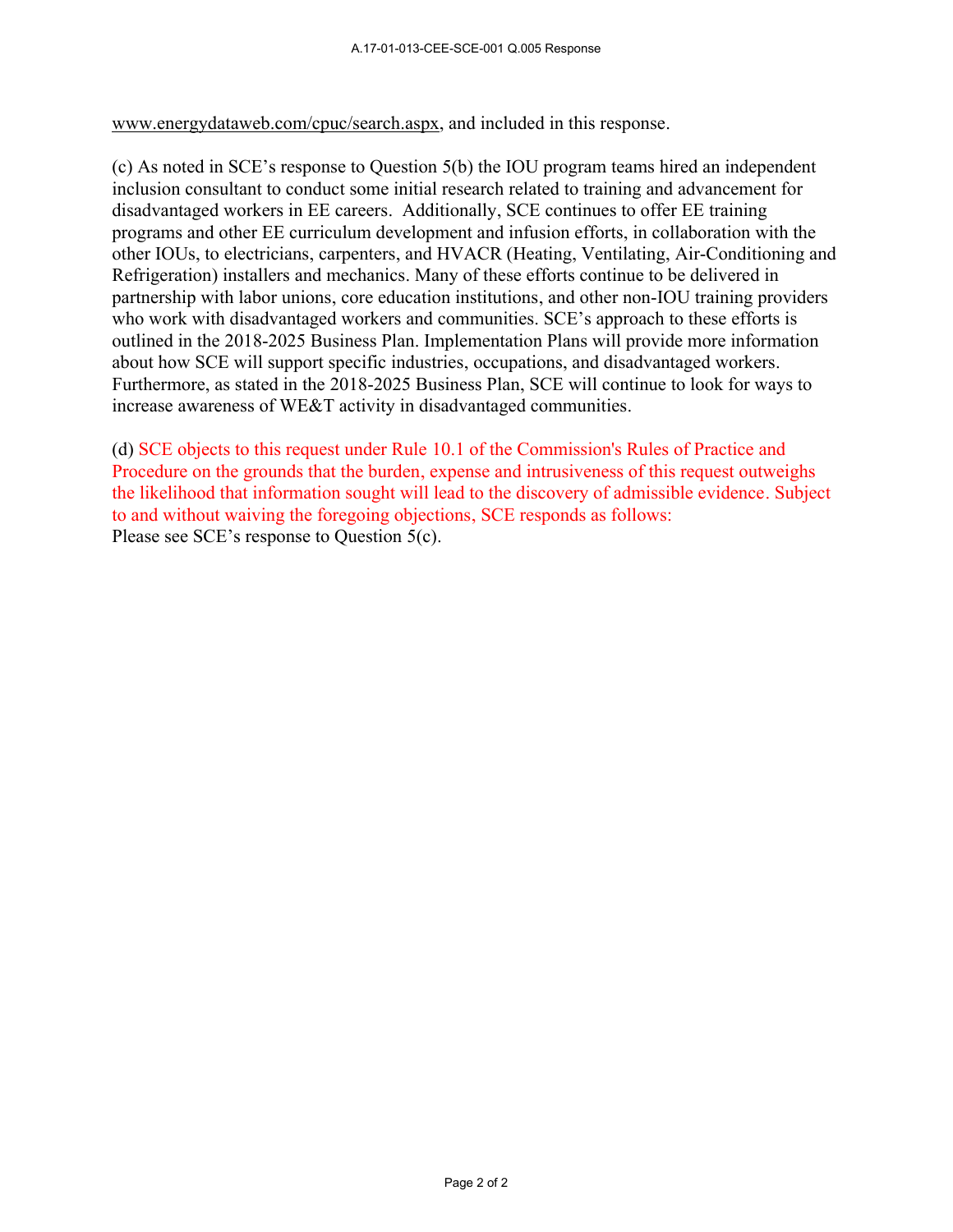www.energydataweb.com/cpuc/search.aspx, and included in this response.

(c) As noted in SCE's response to Question 5(b) the IOU program teams hired an independent inclusion consultant to conduct some initial research related to training and advancement for disadvantaged workers in EE careers.  Additionally, SCE continues to offer EE training programs and other EE curriculum development and infusion efforts, in collaboration with the other IOUs, to electricians, carpenters, and HVACR (Heating, Ventilating, Air-Conditioning and Refrigeration) installers and mechanics. Many of these efforts continue to be delivered in partnership with labor unions, core education institutions, and other non-IOU training providers who work with disadvantaged workers and communities. SCE's approach to these efforts is outlined in the 2018-2025 Business Plan. Implementation Plans will provide more information about how SCE will support specific industries, occupations, and disadvantaged workers. Furthermore, as stated in the 2018-2025 Business Plan, SCE will continue to look for ways to increase awareness of WE&T activity in disadvantaged communities.

(d) SCE objects to this request under Rule 10.1 of the Commission's Rules of Practice and Procedure on the grounds that the burden, expense and intrusiveness of this request outweighs the likelihood that information sought will lead to the discovery of admissible evidence. Subject to and without waiving the foregoing objections, SCE responds as follows:
Please see SCE's response to Question 5(c).